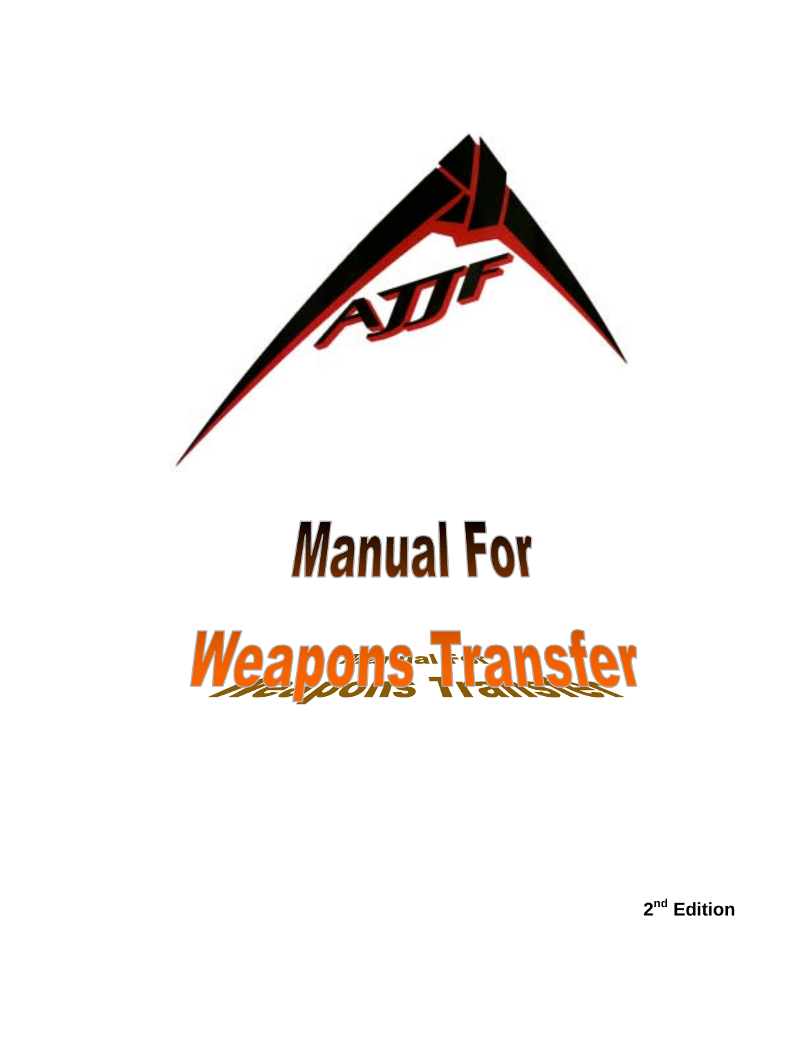AJJF

# Manual For

# Weapons Transfer

**2nd Edition**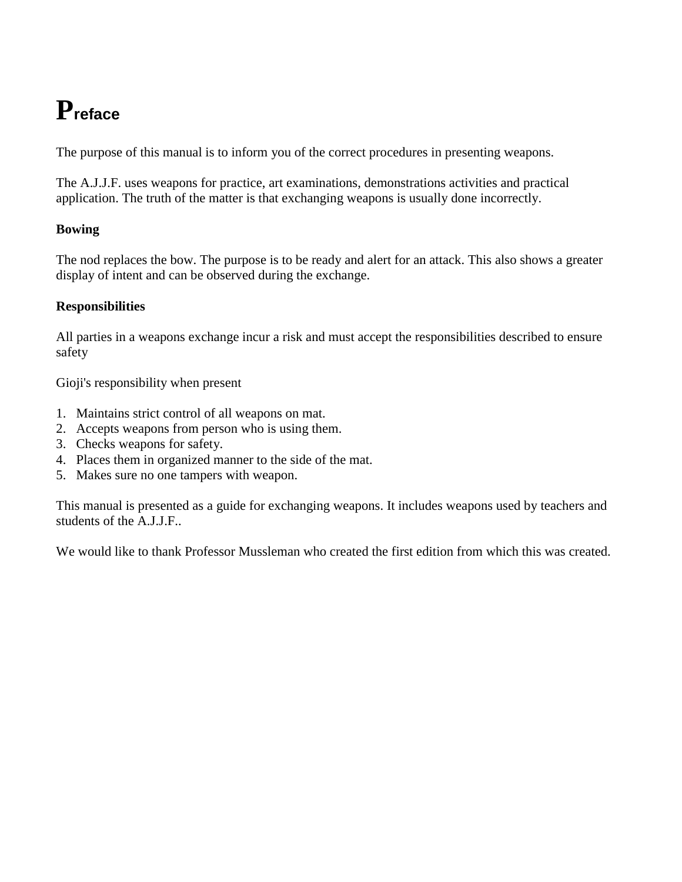# Preface

The purpose of this manual is to inform you of the correct procedures in presenting weapons.

The A.J.J.F. uses weapons for practice, art examinations, demonstrations activities and practical application. The truth of the matter is that exchanging weapons is usually done incorrectly.

**Bowing**

The nod replaces the bow. The purpose is to be ready and alert for an attack. This also shows a greater display of intent and can be observed during the exchange.

**Responsibilities**

All parties in a weapons exchange incur a risk and must accept the responsibilities described to ensure safety

Gioji's responsibility when present

1. Maintains strict control of all weapons on mat.
2. Accepts weapons from person who is using them.
3. Checks weapons for safety.
4. Places them in organized manner to the side of the mat.
5. Makes sure no one tampers with weapon.

This manual is presented as a guide for exchanging weapons. It includes weapons used by teachers and students of the A.J.J.F..

We would like to thank Professor Mussleman who created the first edition from which this was created.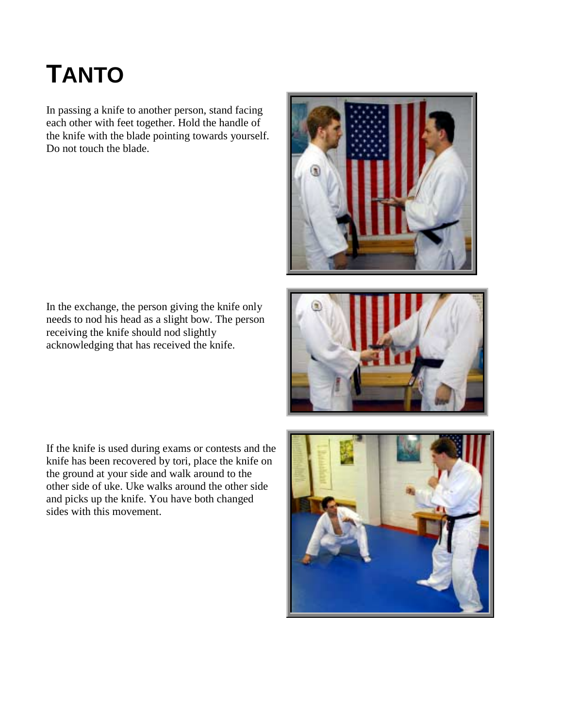# TANTO

In passing a knife to another person, stand facing each other with feet together. Hold the handle of the knife with the blade pointing towards yourself. Do not touch the blade.

In the exchange, the person giving the knife only needs to nod his head as a slight bow. The person receiving the knife should nod slightly acknowledging that has received the knife.

If the knife is used during exams or contests and the knife has been recovered by tori, place the knife on the ground at your side and walk around to the other side of uke. Uke walks around the other side and picks up the knife. You have both changed sides with this movement.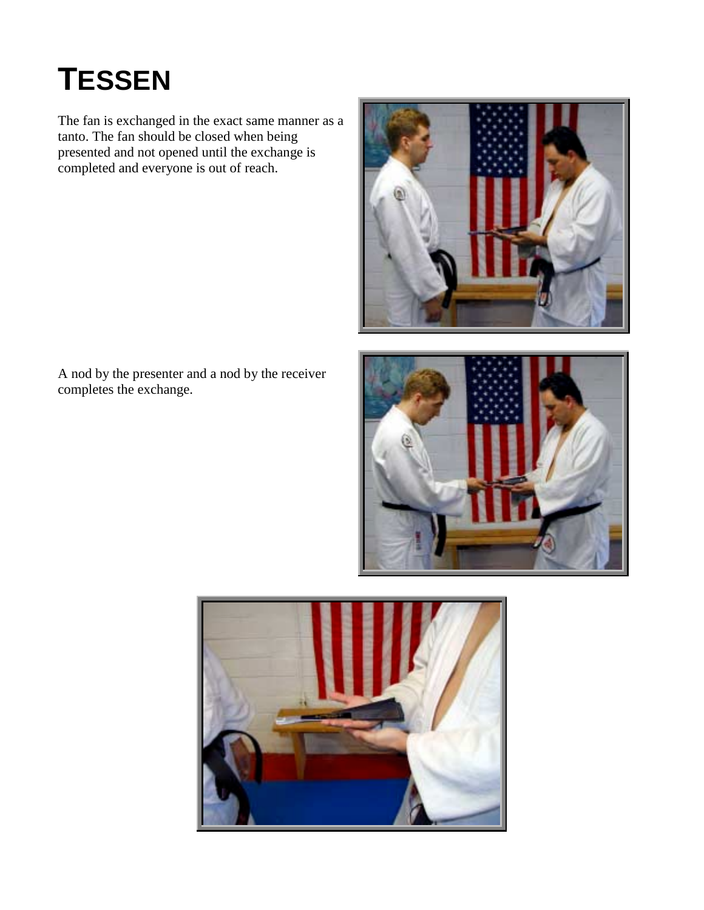# TESSEN

The fan is exchanged in the exact same manner as a tanto. The fan should be closed when being presented and not opened until the exchange is completed and everyone is out of reach.

A nod by the presenter and a nod by the receiver completes the exchange.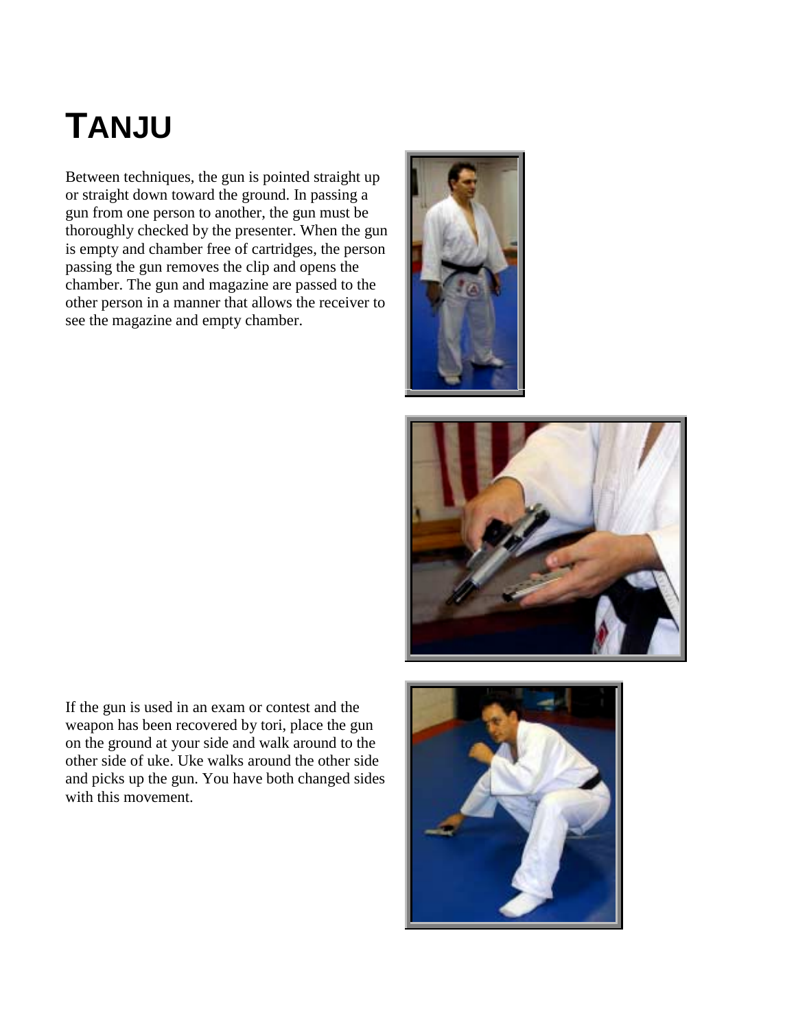# TANJU

Between techniques, the gun is pointed straight up or straight down toward the ground. In passing a gun from one person to another, the gun must be thoroughly checked by the presenter. When the gun is empty and chamber free of cartridges, the person passing the gun removes the clip and opens the chamber. The gun and magazine are passed to the other person in a manner that allows the receiver to see the magazine and empty chamber.

If the gun is used in an exam or contest and the weapon has been recovered by tori, place the gun on the ground at your side and walk around to the other side of uke. Uke walks around the other side and picks up the gun. You have both changed sides with this movement.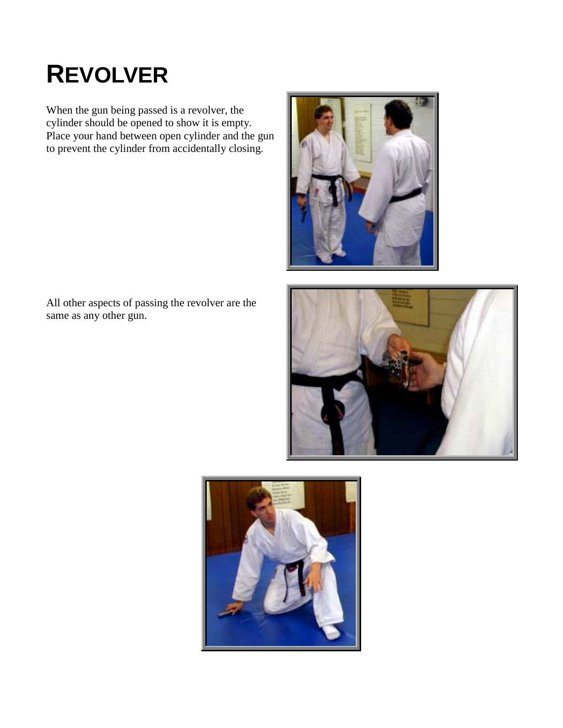# REVOLVER

When the gun being passed is a revolver, the cylinder should be opened to show it is empty. Place your hand between open cylinder and the gun to prevent the cylinder from accidentally closing.

All other aspects of passing the revolver are the same as any other gun.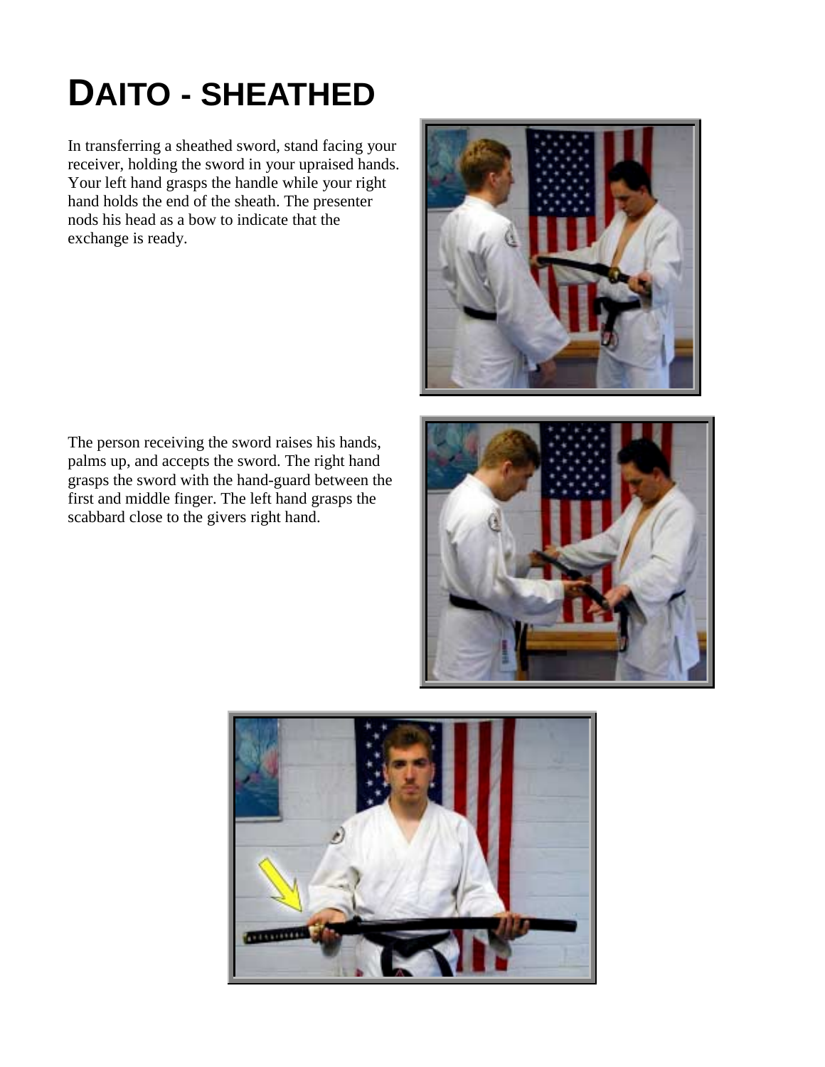# DAITO - SHEATHED

In transferring a sheathed sword, stand facing your receiver, holding the sword in your upraised hands. Your left hand grasps the handle while your right hand holds the end of the sheath. The presenter nods his head as a bow to indicate that the exchange is ready.

The person receiving the sword raises his hands, palms up, and accepts the sword. The right hand grasps the sword with the hand-guard between the first and middle finger. The left hand grasps the scabbard close to the givers right hand.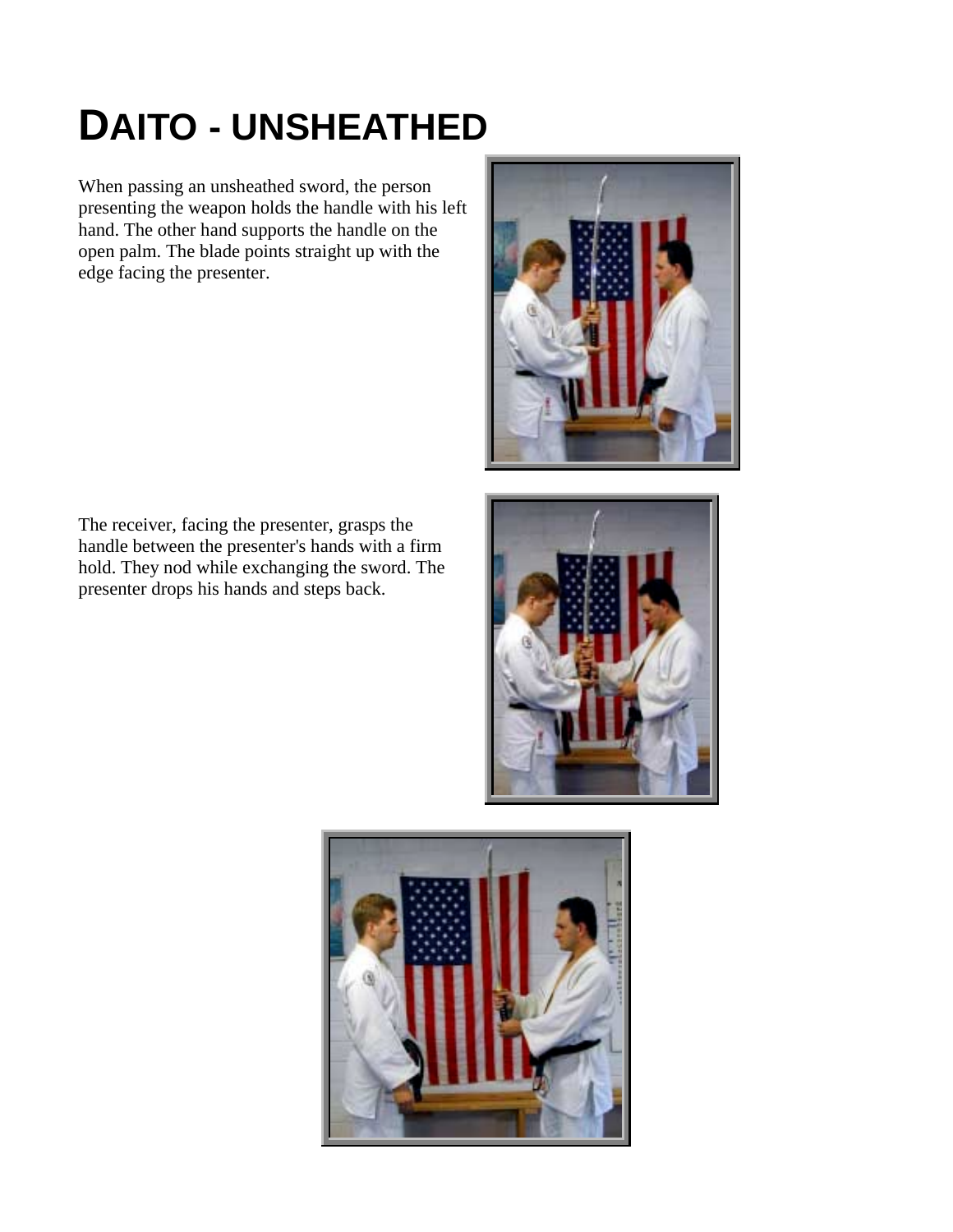# DAITO - UNSHEATHED

When passing an unsheathed sword, the person presenting the weapon holds the handle with his left hand. The other hand supports the handle on the open palm. The blade points straight up with the edge facing the presenter.

The receiver, facing the presenter, grasps the handle between the presenter's hands with a firm hold. They nod while exchanging the sword. The presenter drops his hands and steps back.